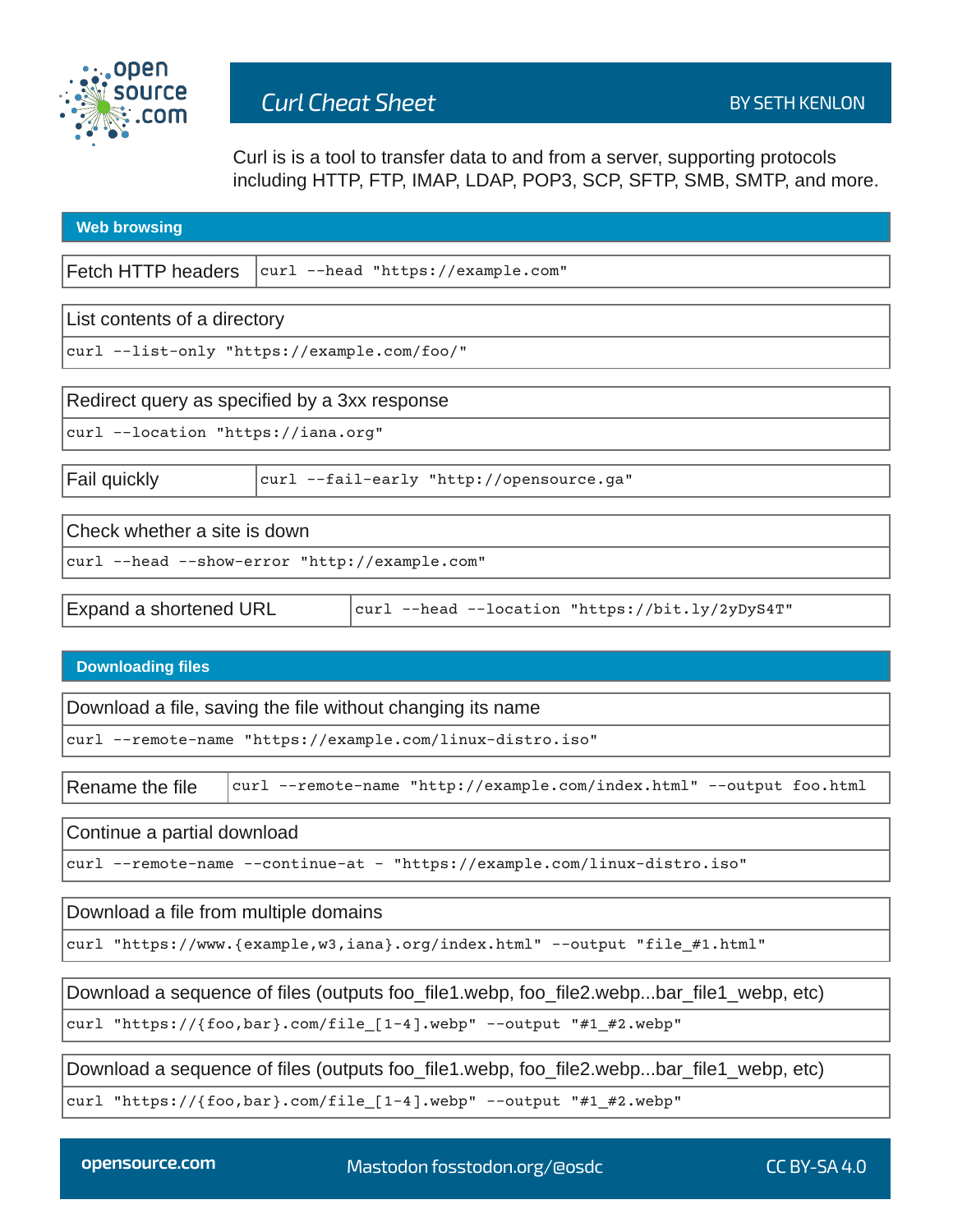# Curl Cheat Sheet

BY SETH KENLON

Curl is is a tool to transfer data to and from a server, supporting protocols including HTTP, FTP, IMAP, LDAP, POP3, SCP, SFTP, SMB, SMTP, and more.

## Web browsing

**Fetch HTTP headers**

```
curl --head "https://example.com"
```

**List contents of a directory**

```
curl --list-only "https://example.com/foo/"
```

**Redirect query as specified by a 3xx response**

```
curl --location "https://iana.org"
```

**Fail quickly**

```
curl --fail-early "http://opensource.ga"
```

**Check whether a site is down**

```
curl --head --show-error "http://example.com"
```

**Expand a shortened URL**

```
curl --head --location "https://bit.ly/2yDyS4T"
```

## Downloading files

**Download a file, saving the file without changing its name**

```
curl --remote-name "https://example.com/linux-distro.iso"
```

**Rename the file**

```
curl --remote-name "http://example.com/index.html" --output foo.html
```

**Continue a partial download**

```
curl --remote-name --continue-at - "https://example.com/linux-distro.iso"
```

**Download a file from multiple domains**

```
curl "https://www.{example,w3,iana}.org/index.html" --output "file_#1.html"
```

**Download a sequence of files (outputs foo_file1.webp, foo_file2.webp...bar_file1_webp, etc)**

```
curl "https://{foo,bar}.com/file_[1-4].webp" --output "#1_#2.webp"
```

**Download a sequence of files (outputs foo_file1.webp, foo_file2.webp...bar_file1_webp, etc)**

```
curl "https://{foo,bar}.com/file_[1-4].webp" --output "#1_#2.webp"
```

opensource.com | Mastodon fosstodon.org/@osdc | CC BY-SA 4.0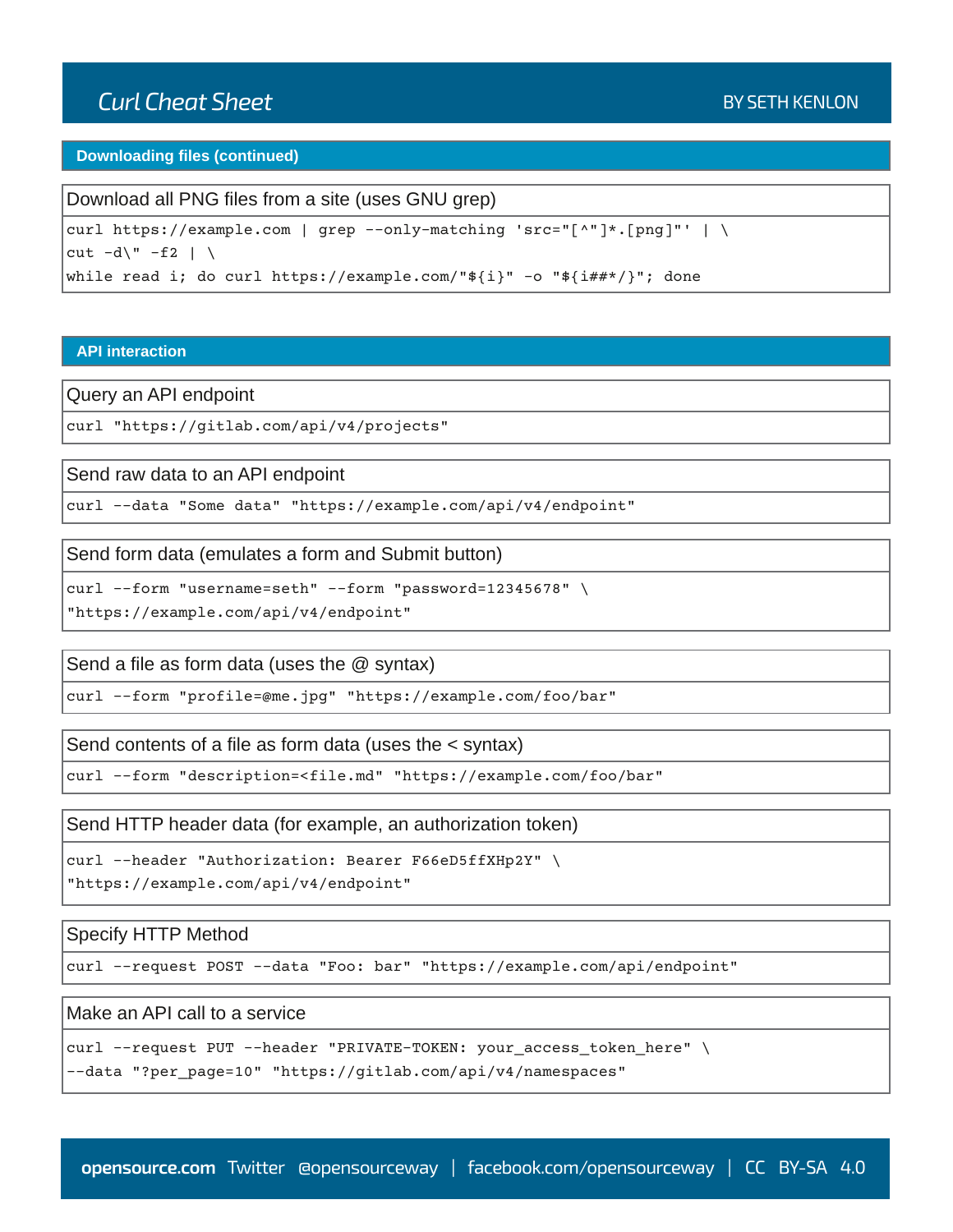# Curl Cheat Sheet

BY SETH KENLON

## Downloading files (continued)

### Download all PNG files from a site (uses GNU grep)

```
curl https://example.com | grep --only-matching 'src="[^"]*.[png]"' | \
cut -d\" -f2 | \
while read i; do curl https://example.com/"${i}" -o "${i##*/}"; done
```

## API interaction

### Query an API endpoint

```
curl "https://gitlab.com/api/v4/projects"
```

### Send raw data to an API endpoint

```
curl --data "Some data" "https://example.com/api/v4/endpoint"
```

### Send form data (emulates a form and Submit button)

```
curl --form "username=seth" --form "password=12345678" \
"https://example.com/api/v4/endpoint"
```

### Send a file as form data (uses the @ syntax)

```
curl --form "profile=@me.jpg" "https://example.com/foo/bar"
```

### Send contents of a file as form data (uses the < syntax)

```
curl --form "description=<file.md" "https://example.com/foo/bar"
```

### Send HTTP header data (for example, an authorization token)

```
curl --header "Authorization: Bearer F66eD5ffXHp2Y" \
"https://example.com/api/v4/endpoint"
```

### Specify HTTP Method

```
curl --request POST --data "Foo: bar" "https://example.com/api/endpoint"
```

### Make an API call to a service

```
curl --request PUT --header "PRIVATE-TOKEN: your_access_token_here" \
--data "?per_page=10" "https://gitlab.com/api/v4/namespaces"
```

opensource.com Twitter @opensourceway | facebook.com/opensourceway | CC BY-SA 4.0